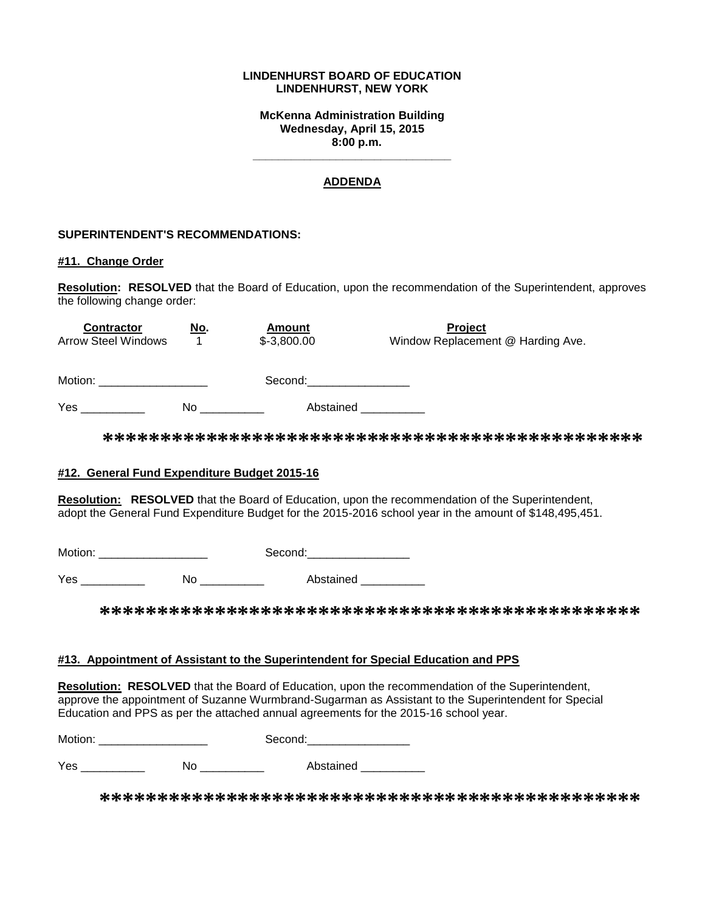**LINDENHURST BOARD OF EDUCATION**
**LINDENHURST, NEW YORK**

**McKenna Administration Building**
**Wednesday, April 15, 2015**
**8:00 p.m.**

---

## ADDENDA

**SUPERINTENDENT'S RECOMMENDATIONS:**

### #11. Change Order

**Resolution: RESOLVED** that the Board of Education, upon the recommendation of the Superintendent, approves the following change order:

| Contractor | No. | Amount | Project |
|---|---|---|---|
| Arrow Steel Windows | 1 | $-3,800.00 | Window Replacement @ Harding Ave. |

Motion: _________________ Second:________________

Yes __________ No __________ Abstained __________

*********************************************

### #12. General Fund Expenditure Budget 2015-16

**Resolution: RESOLVED** that the Board of Education, upon the recommendation of the Superintendent, adopt the General Fund Expenditure Budget for the 2015-2016 school year in the amount of $148,495,451.

Motion: _________________ Second:________________

Yes __________ No __________ Abstained __________

*********************************************

### #13. Appointment of Assistant to the Superintendent for Special Education and PPS

**Resolution: RESOLVED** that the Board of Education, upon the recommendation of the Superintendent, approve the appointment of Suzanne Wurmbrand-Sugarman as Assistant to the Superintendent for Special Education and PPS as per the attached annual agreements for the 2015-16 school year.

Motion: _________________ Second:________________

Yes __________ No __________ Abstained __________

*********************************************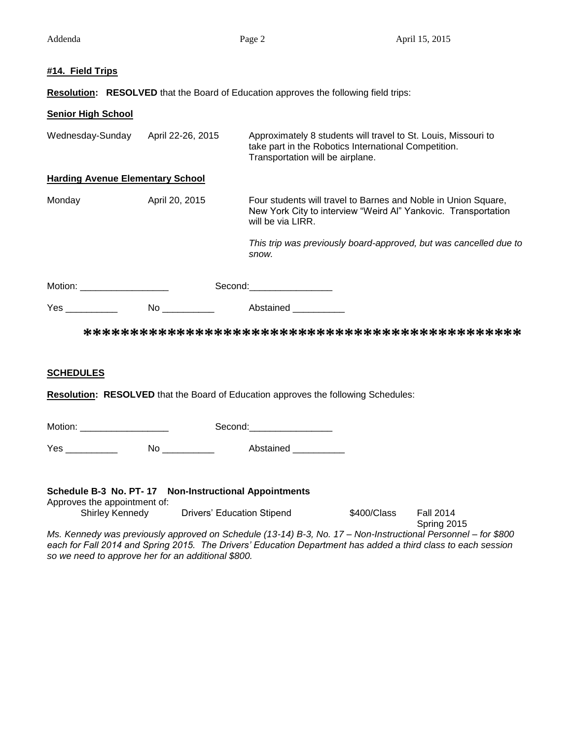**#14. Field Trips**

**Resolution: RESOLVED** that the Board of Education approves the following field trips:

**Senior High School**

| | | |
|---|---|---|
| Wednesday-Sunday | April 22-26, 2015 | Approximately 8 students will travel to St. Louis, Missouri to take part in the Robotics International Competition. Transportation will be airplane. |

**Harding Avenue Elementary School**

| | | |
|---|---|---|
| Monday | April 20, 2015 | Four students will travel to Barnes and Noble in Union Square, New York City to interview "Weird Al" Yankovic. Transportation will be via LIRR. *This trip was previously board-approved, but was cancelled due to snow.* |

Motion: _________________ Second:________________

Yes __________ No __________ Abstained __________

**********************************************

**SCHEDULES**

**Resolution: RESOLVED** that the Board of Education approves the following Schedules:

Motion: _________________ Second:________________

Yes __________ No __________ Abstained __________

**Schedule B-3 No. PT- 17 Non-Instructional Appointments**

Approves the appointment of:

| | | | |
|---|---|---|---|
| Shirley Kennedy | Drivers' Education Stipend | \$400/Class | Fall 2014<br>Spring 2015 |

*Ms. Kennedy was previously approved on Schedule (13-14) B-3, No. 17 – Non-Instructional Personnel – for \$800 each for Fall 2014 and Spring 2015. The Drivers' Education Department has added a third class to each session so we need to approve her for an additional \$800.*